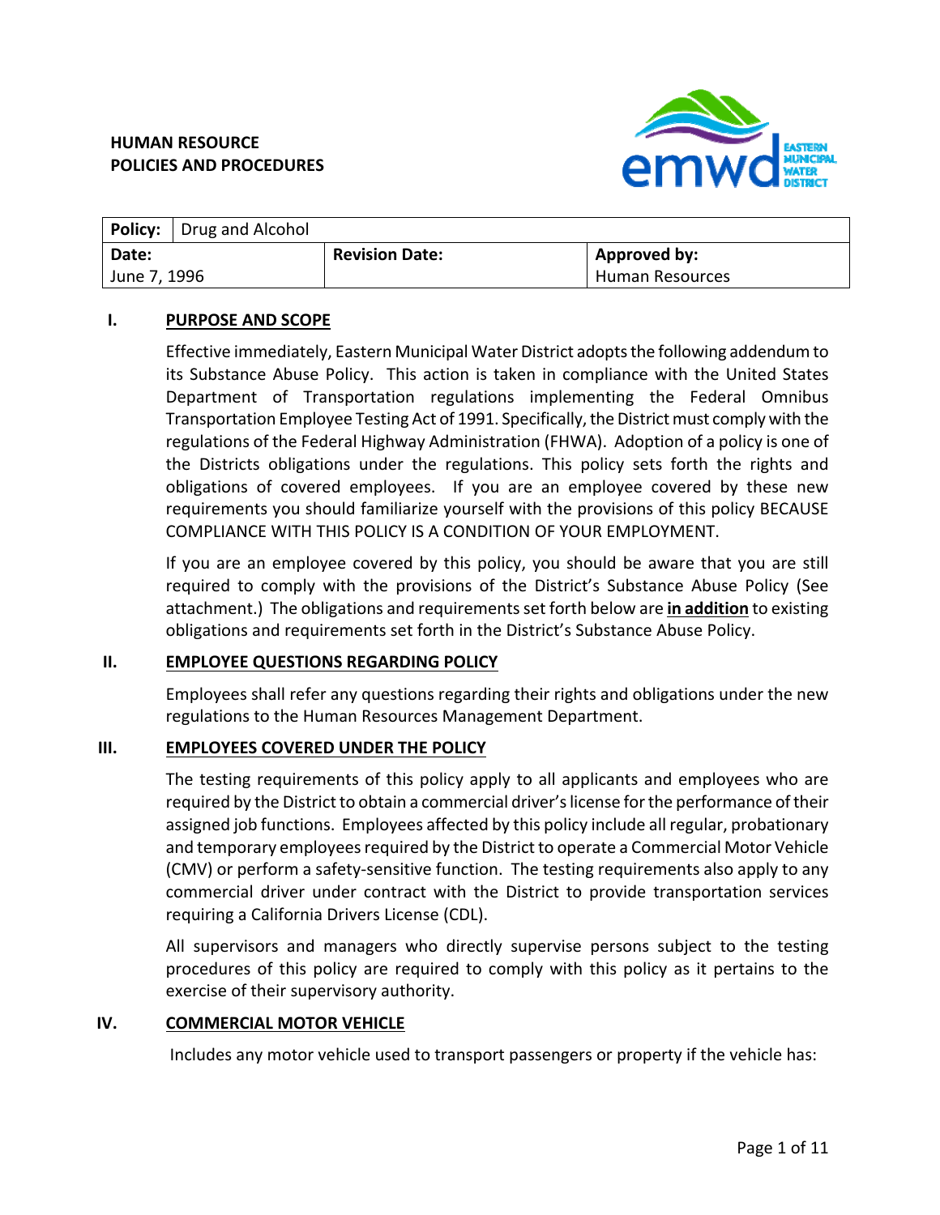**HUMAN RESOURCE**
**POLICIES AND PROCEDURES**

EMWD Eastern Municipal Water District

| **Policy:** Drug and Alcohol | | |
|---|---|---|
| **Date:** June 7, 1996 | **Revision Date:** | **Approved by:** Human Resources |

## I. PURPOSE AND SCOPE

Effective immediately, Eastern Municipal Water District adopts the following addendum to its Substance Abuse Policy. This action is taken in compliance with the United States Department of Transportation regulations implementing the Federal Omnibus Transportation Employee Testing Act of 1991. Specifically, the District must comply with the regulations of the Federal Highway Administration (FHWA). Adoption of a policy is one of the Districts obligations under the regulations. This policy sets forth the rights and obligations of covered employees. If you are an employee covered by these new requirements you should familiarize yourself with the provisions of this policy BECAUSE COMPLIANCE WITH THIS POLICY IS A CONDITION OF YOUR EMPLOYMENT.

If you are an employee covered by this policy, you should be aware that you are still required to comply with the provisions of the District's Substance Abuse Policy (See attachment.) The obligations and requirements set forth below are **in addition** to existing obligations and requirements set forth in the District's Substance Abuse Policy.

## II. EMPLOYEE QUESTIONS REGARDING POLICY

Employees shall refer any questions regarding their rights and obligations under the new regulations to the Human Resources Management Department.

## III. EMPLOYEES COVERED UNDER THE POLICY

The testing requirements of this policy apply to all applicants and employees who are required by the District to obtain a commercial driver's license for the performance of their assigned job functions. Employees affected by this policy include all regular, probationary and temporary employees required by the District to operate a Commercial Motor Vehicle (CMV) or perform a safety-sensitive function. The testing requirements also apply to any commercial driver under contract with the District to provide transportation services requiring a California Drivers License (CDL).

All supervisors and managers who directly supervise persons subject to the testing procedures of this policy are required to comply with this policy as it pertains to the exercise of their supervisory authority.

## IV. COMMERCIAL MOTOR VEHICLE

Includes any motor vehicle used to transport passengers or property if the vehicle has: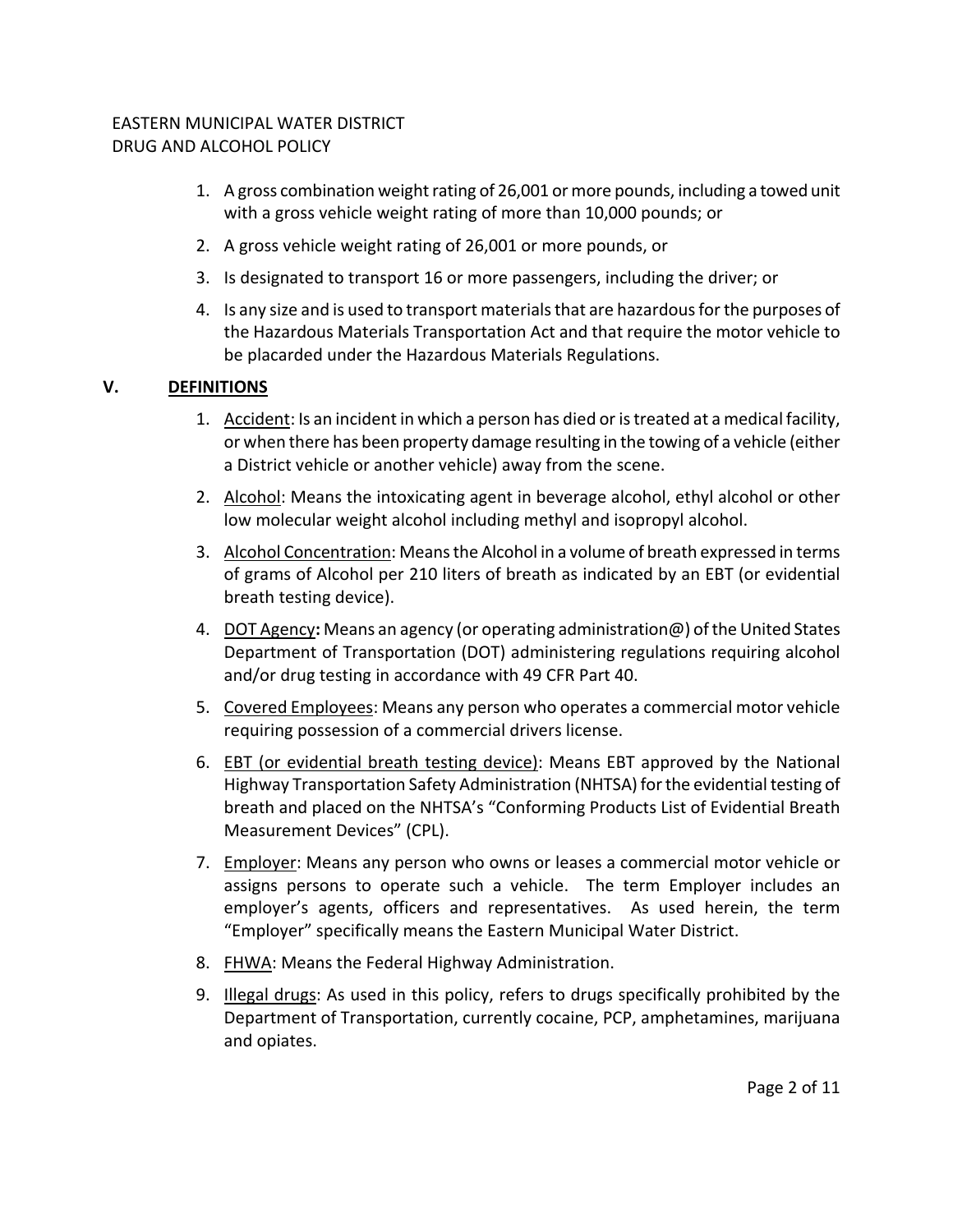1. A gross combination weight rating of 26,001 or more pounds, including a towed unit with a gross vehicle weight rating of more than 10,000 pounds; or
2. A gross vehicle weight rating of 26,001 or more pounds, or
3. Is designated to transport 16 or more passengers, including the driver; or
4. Is any size and is used to transport materials that are hazardous for the purposes of the Hazardous Materials Transportation Act and that require the motor vehicle to be placarded under the Hazardous Materials Regulations.

## V. DEFINITIONS

1. Accident: Is an incident in which a person has died or is treated at a medical facility, or when there has been property damage resulting in the towing of a vehicle (either a District vehicle or another vehicle) away from the scene.
2. Alcohol: Means the intoxicating agent in beverage alcohol, ethyl alcohol or other low molecular weight alcohol including methyl and isopropyl alcohol.
3. Alcohol Concentration: Means the Alcohol in a volume of breath expressed in terms of grams of Alcohol per 210 liters of breath as indicated by an EBT (or evidential breath testing device).
4. DOT Agency**:** Means an agency (or operating administration@) of the United States Department of Transportation (DOT) administering regulations requiring alcohol and/or drug testing in accordance with 49 CFR Part 40.
5. Covered Employees: Means any person who operates a commercial motor vehicle requiring possession of a commercial drivers license.
6. EBT (or evidential breath testing device): Means EBT approved by the National Highway Transportation Safety Administration (NHTSA) for the evidential testing of breath and placed on the NHTSA's "Conforming Products List of Evidential Breath Measurement Devices" (CPL).
7. Employer: Means any person who owns or leases a commercial motor vehicle or assigns persons to operate such a vehicle. The term Employer includes an employer's agents, officers and representatives. As used herein, the term "Employer" specifically means the Eastern Municipal Water District.
8. FHWA: Means the Federal Highway Administration.
9. Illegal drugs: As used in this policy, refers to drugs specifically prohibited by the Department of Transportation, currently cocaine, PCP, amphetamines, marijuana and opiates.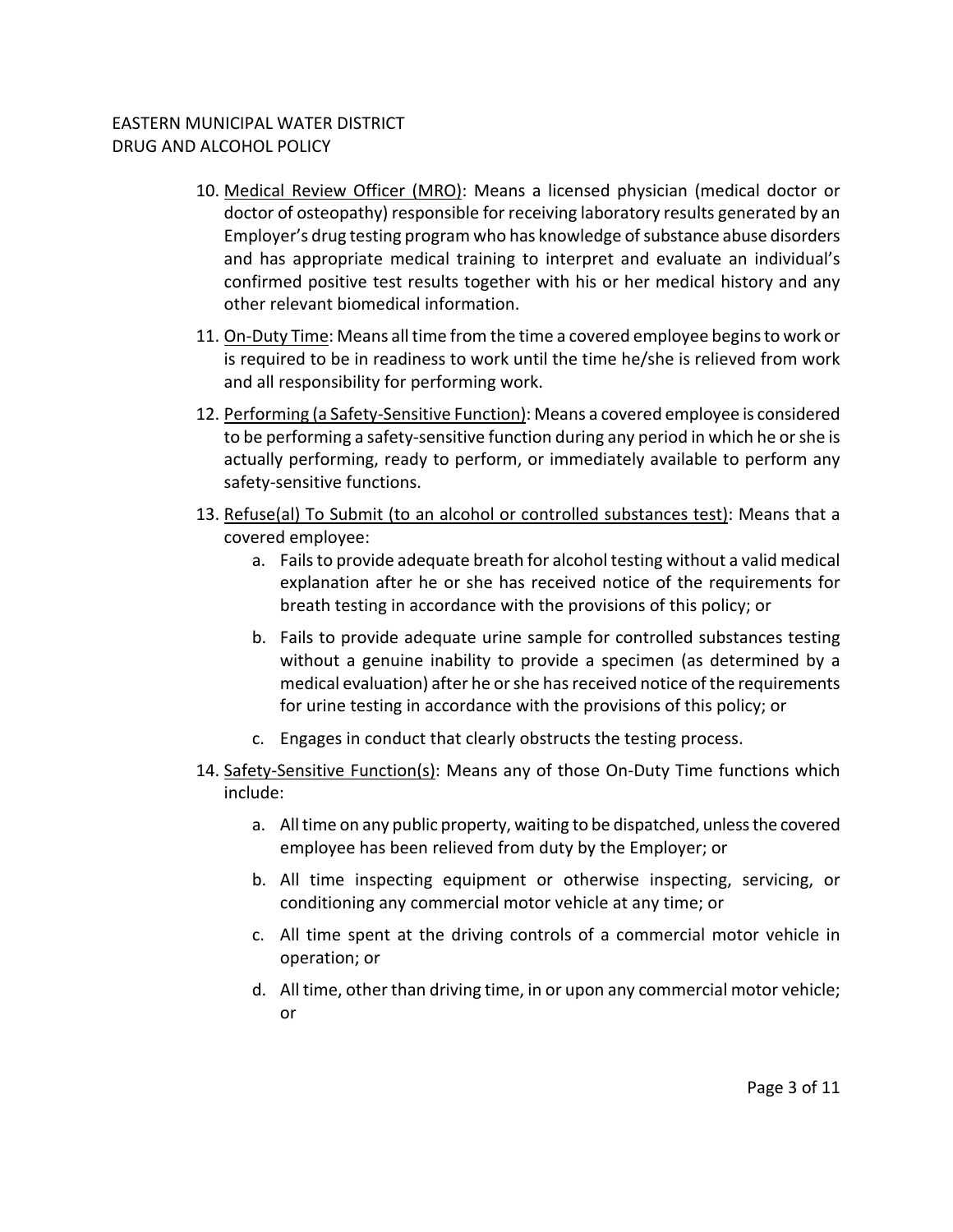10. <u>Medical Review Officer (MRO)</u>: Means a licensed physician (medical doctor or doctor of osteopathy) responsible for receiving laboratory results generated by an Employer's drug testing program who has knowledge of substance abuse disorders and has appropriate medical training to interpret and evaluate an individual's confirmed positive test results together with his or her medical history and any other relevant biomedical information.

11. <u>On-Duty Time</u>: Means all time from the time a covered employee begins to work or is required to be in readiness to work until the time he/she is relieved from work and all responsibility for performing work.

12. <u>Performing (a Safety-Sensitive Function)</u>: Means a covered employee is considered to be performing a safety-sensitive function during any period in which he or she is actually performing, ready to perform, or immediately available to perform any safety-sensitive functions.

13. <u>Refuse(al) To Submit (to an alcohol or controlled substances test)</u>: Means that a covered employee:
    a. Fails to provide adequate breath for alcohol testing without a valid medical explanation after he or she has received notice of the requirements for breath testing in accordance with the provisions of this policy; or
    b. Fails to provide adequate urine sample for controlled substances testing without a genuine inability to provide a specimen (as determined by a medical evaluation) after he or she has received notice of the requirements for urine testing in accordance with the provisions of this policy; or
    c. Engages in conduct that clearly obstructs the testing process.

14. <u>Safety-Sensitive Function(s)</u>: Means any of those On-Duty Time functions which include:
    a. All time on any public property, waiting to be dispatched, unless the covered employee has been relieved from duty by the Employer; or
    b. All time inspecting equipment or otherwise inspecting, servicing, or conditioning any commercial motor vehicle at any time; or
    c. All time spent at the driving controls of a commercial motor vehicle in operation; or
    d. All time, other than driving time, in or upon any commercial motor vehicle; or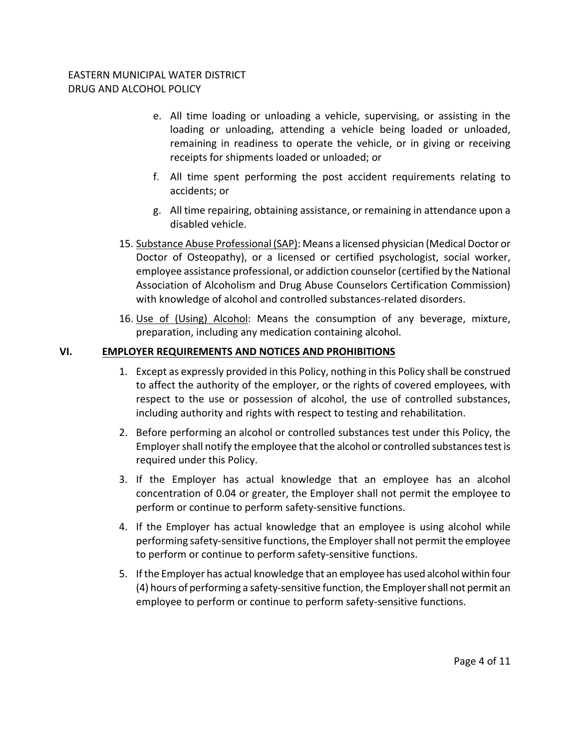e. All time loading or unloading a vehicle, supervising, or assisting in the loading or unloading, attending a vehicle being loaded or unloaded, remaining in readiness to operate the vehicle, or in giving or receiving receipts for shipments loaded or unloaded; or

f. All time spent performing the post accident requirements relating to accidents; or

g. All time repairing, obtaining assistance, or remaining in attendance upon a disabled vehicle.

15. Substance Abuse Professional (SAP): Means a licensed physician (Medical Doctor or Doctor of Osteopathy), or a licensed or certified psychologist, social worker, employee assistance professional, or addiction counselor (certified by the National Association of Alcoholism and Drug Abuse Counselors Certification Commission) with knowledge of alcohol and controlled substances-related disorders.

16. Use of (Using) Alcohol: Means the consumption of any beverage, mixture, preparation, including any medication containing alcohol.

## VI. EMPLOYER REQUIREMENTS AND NOTICES AND PROHIBITIONS

1. Except as expressly provided in this Policy, nothing in this Policy shall be construed to affect the authority of the employer, or the rights of covered employees, with respect to the use or possession of alcohol, the use of controlled substances, including authority and rights with respect to testing and rehabilitation.

2. Before performing an alcohol or controlled substances test under this Policy, the Employer shall notify the employee that the alcohol or controlled substances test is required under this Policy.

3. If the Employer has actual knowledge that an employee has an alcohol concentration of 0.04 or greater, the Employer shall not permit the employee to perform or continue to perform safety-sensitive functions.

4. If the Employer has actual knowledge that an employee is using alcohol while performing safety-sensitive functions, the Employer shall not permit the employee to perform or continue to perform safety-sensitive functions.

5. If the Employer has actual knowledge that an employee has used alcohol within four (4) hours of performing a safety-sensitive function, the Employer shall not permit an employee to perform or continue to perform safety-sensitive functions.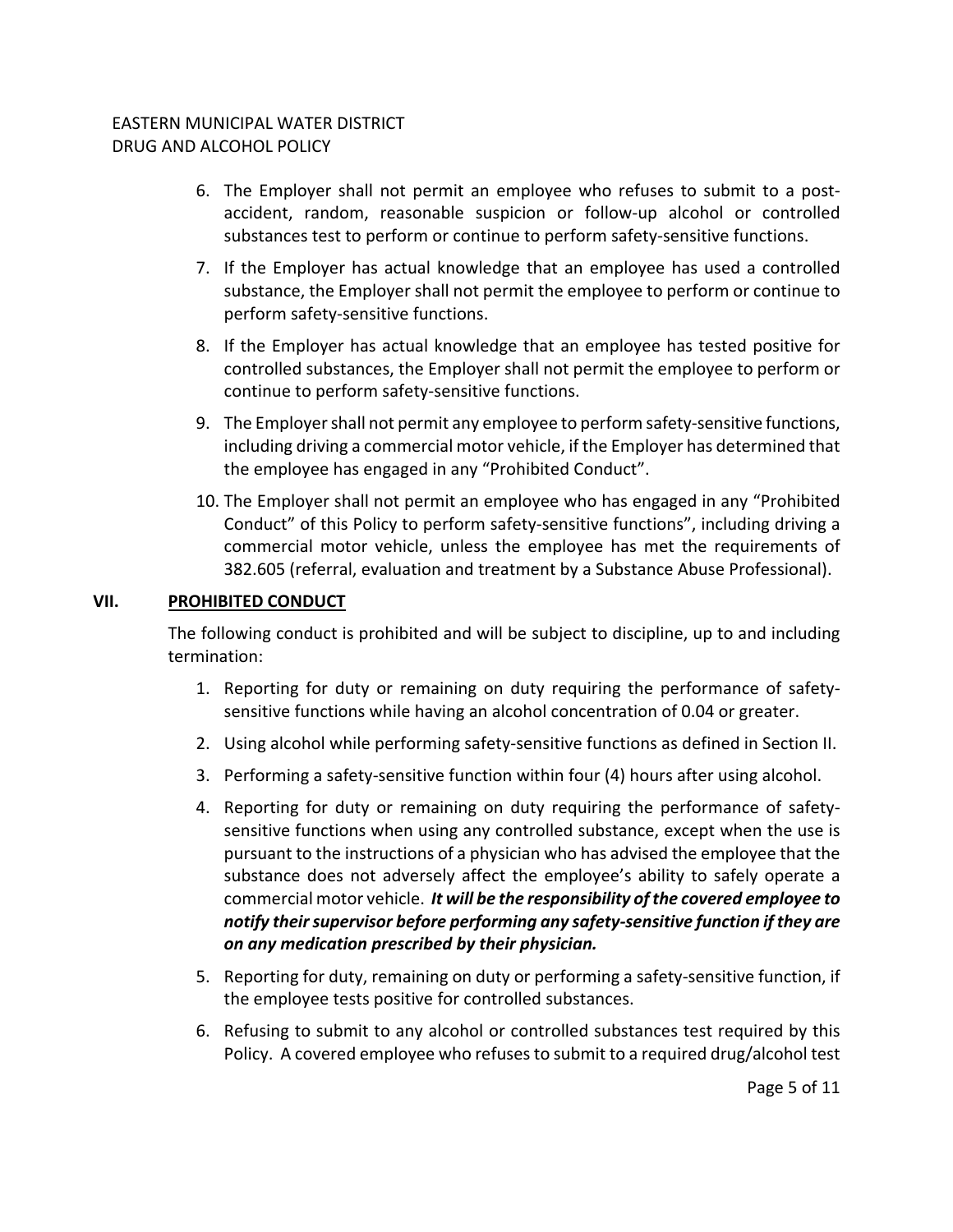6. The Employer shall not permit an employee who refuses to submit to a post-accident, random, reasonable suspicion or follow-up alcohol or controlled substances test to perform or continue to perform safety-sensitive functions.
7. If the Employer has actual knowledge that an employee has used a controlled substance, the Employer shall not permit the employee to perform or continue to perform safety-sensitive functions.
8. If the Employer has actual knowledge that an employee has tested positive for controlled substances, the Employer shall not permit the employee to perform or continue to perform safety-sensitive functions.
9. The Employer shall not permit any employee to perform safety-sensitive functions, including driving a commercial motor vehicle, if the Employer has determined that the employee has engaged in any "Prohibited Conduct".
10. The Employer shall not permit an employee who has engaged in any "Prohibited Conduct" of this Policy to perform safety-sensitive functions", including driving a commercial motor vehicle, unless the employee has met the requirements of 382.605 (referral, evaluation and treatment by a Substance Abuse Professional).

## VII. PROHIBITED CONDUCT

The following conduct is prohibited and will be subject to discipline, up to and including termination:

1. Reporting for duty or remaining on duty requiring the performance of safety-sensitive functions while having an alcohol concentration of 0.04 or greater.
2. Using alcohol while performing safety-sensitive functions as defined in Section II.
3. Performing a safety-sensitive function within four (4) hours after using alcohol.
4. Reporting for duty or remaining on duty requiring the performance of safety-sensitive functions when using any controlled substance, except when the use is pursuant to the instructions of a physician who has advised the employee that the substance does not adversely affect the employee's ability to safely operate a commercial motor vehicle. ***It will be the responsibility of the covered employee to notify their supervisor before performing any safety-sensitive function if they are on any medication prescribed by their physician.***
5. Reporting for duty, remaining on duty or performing a safety-sensitive function, if the employee tests positive for controlled substances.
6. Refusing to submit to any alcohol or controlled substances test required by this Policy. A covered employee who refuses to submit to a required drug/alcohol test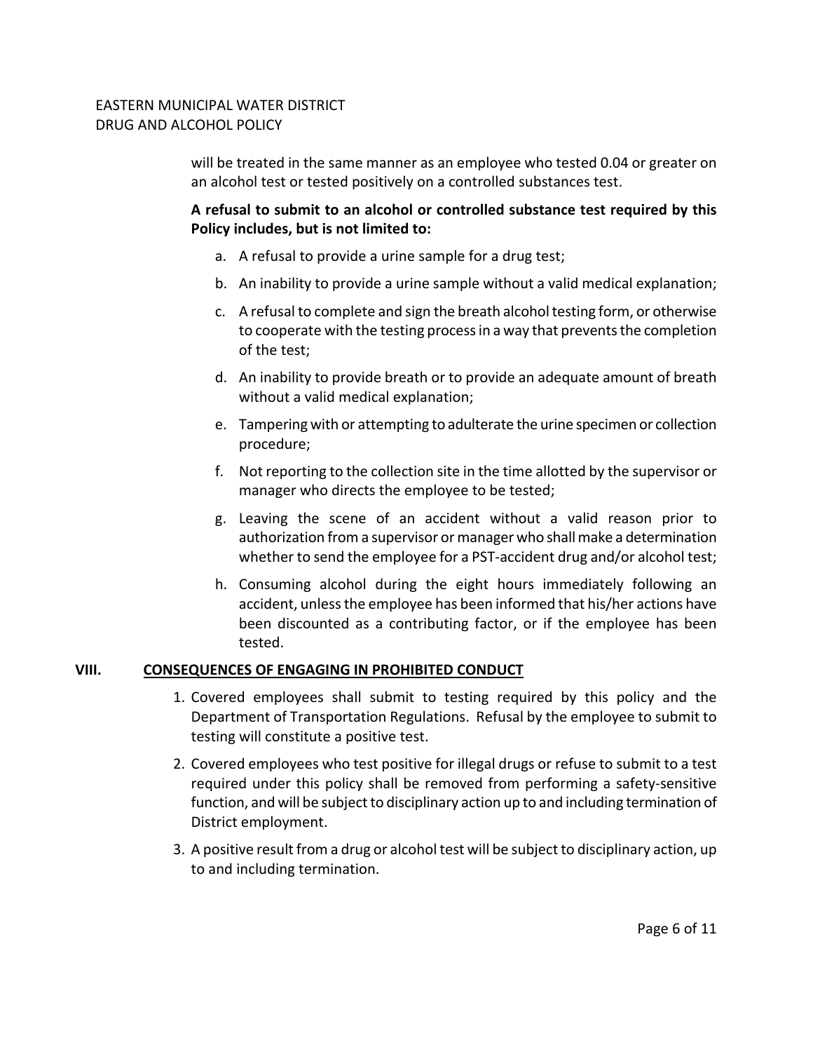will be treated in the same manner as an employee who tested 0.04 or greater on an alcohol test or tested positively on a controlled substances test.

**A refusal to submit to an alcohol or controlled substance test required by this Policy includes, but is not limited to:**

a. A refusal to provide a urine sample for a drug test;

b. An inability to provide a urine sample without a valid medical explanation;

c. A refusal to complete and sign the breath alcohol testing form, or otherwise to cooperate with the testing process in a way that prevents the completion of the test;

d. An inability to provide breath or to provide an adequate amount of breath without a valid medical explanation;

e. Tampering with or attempting to adulterate the urine specimen or collection procedure;

f. Not reporting to the collection site in the time allotted by the supervisor or manager who directs the employee to be tested;

g. Leaving the scene of an accident without a valid reason prior to authorization from a supervisor or manager who shall make a determination whether to send the employee for a PST-accident drug and/or alcohol test;

h. Consuming alcohol during the eight hours immediately following an accident, unless the employee has been informed that his/her actions have been discounted as a contributing factor, or if the employee has been tested.

## VIII. CONSEQUENCES OF ENGAGING IN PROHIBITED CONDUCT

1. Covered employees shall submit to testing required by this policy and the Department of Transportation Regulations. Refusal by the employee to submit to testing will constitute a positive test.
2. Covered employees who test positive for illegal drugs or refuse to submit to a test required under this policy shall be removed from performing a safety-sensitive function, and will be subject to disciplinary action up to and including termination of District employment.
3. A positive result from a drug or alcohol test will be subject to disciplinary action, up to and including termination.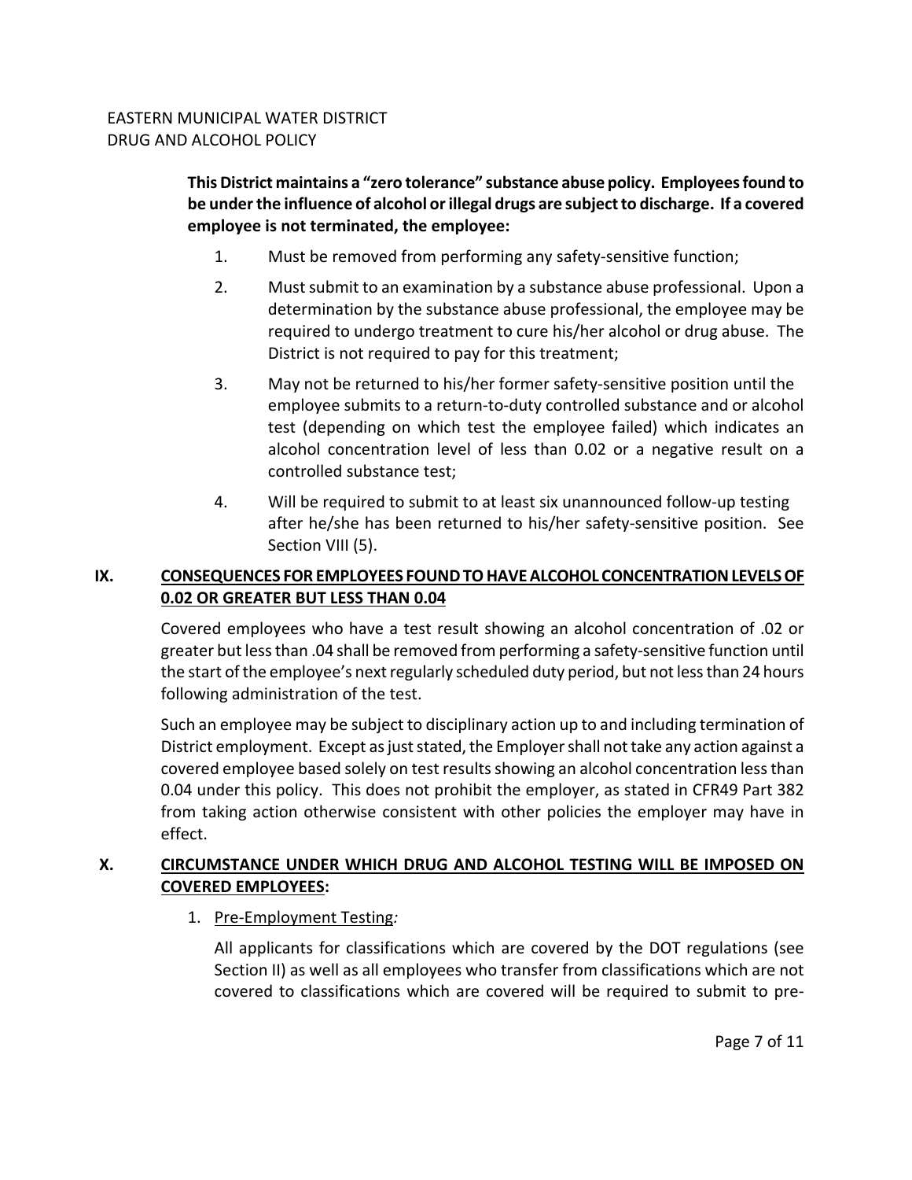**This District maintains a "zero tolerance" substance abuse policy. Employees found to be under the influence of alcohol or illegal drugs are subject to discharge. If a covered employee is not terminated, the employee:**

1. Must be removed from performing any safety-sensitive function;
2. Must submit to an examination by a substance abuse professional. Upon a determination by the substance abuse professional, the employee may be required to undergo treatment to cure his/her alcohol or drug abuse. The District is not required to pay for this treatment;
3. May not be returned to his/her former safety-sensitive position until the employee submits to a return-to-duty controlled substance and or alcohol test (depending on which test the employee failed) which indicates an alcohol concentration level of less than 0.02 or a negative result on a controlled substance test;
4. Will be required to submit to at least six unannounced follow-up testing after he/she has been returned to his/her safety-sensitive position. See Section VIII (5).

## IX. CONSEQUENCES FOR EMPLOYEES FOUND TO HAVE ALCOHOL CONCENTRATION LEVELS OF 0.02 OR GREATER BUT LESS THAN 0.04

Covered employees who have a test result showing an alcohol concentration of .02 or greater but less than .04 shall be removed from performing a safety-sensitive function until the start of the employee's next regularly scheduled duty period, but not less than 24 hours following administration of the test.

Such an employee may be subject to disciplinary action up to and including termination of District employment. Except as just stated, the Employer shall not take any action against a covered employee based solely on test results showing an alcohol concentration less than 0.04 under this policy. This does not prohibit the employer, as stated in CFR49 Part 382 from taking action otherwise consistent with other policies the employer may have in effect.

## X. CIRCUMSTANCE UNDER WHICH DRUG AND ALCOHOL TESTING WILL BE IMPOSED ON COVERED EMPLOYEES:

1. Pre-Employment Testing*:*

   All applicants for classifications which are covered by the DOT regulations (see Section II) as well as all employees who transfer from classifications which are not covered to classifications which are covered will be required to submit to pre-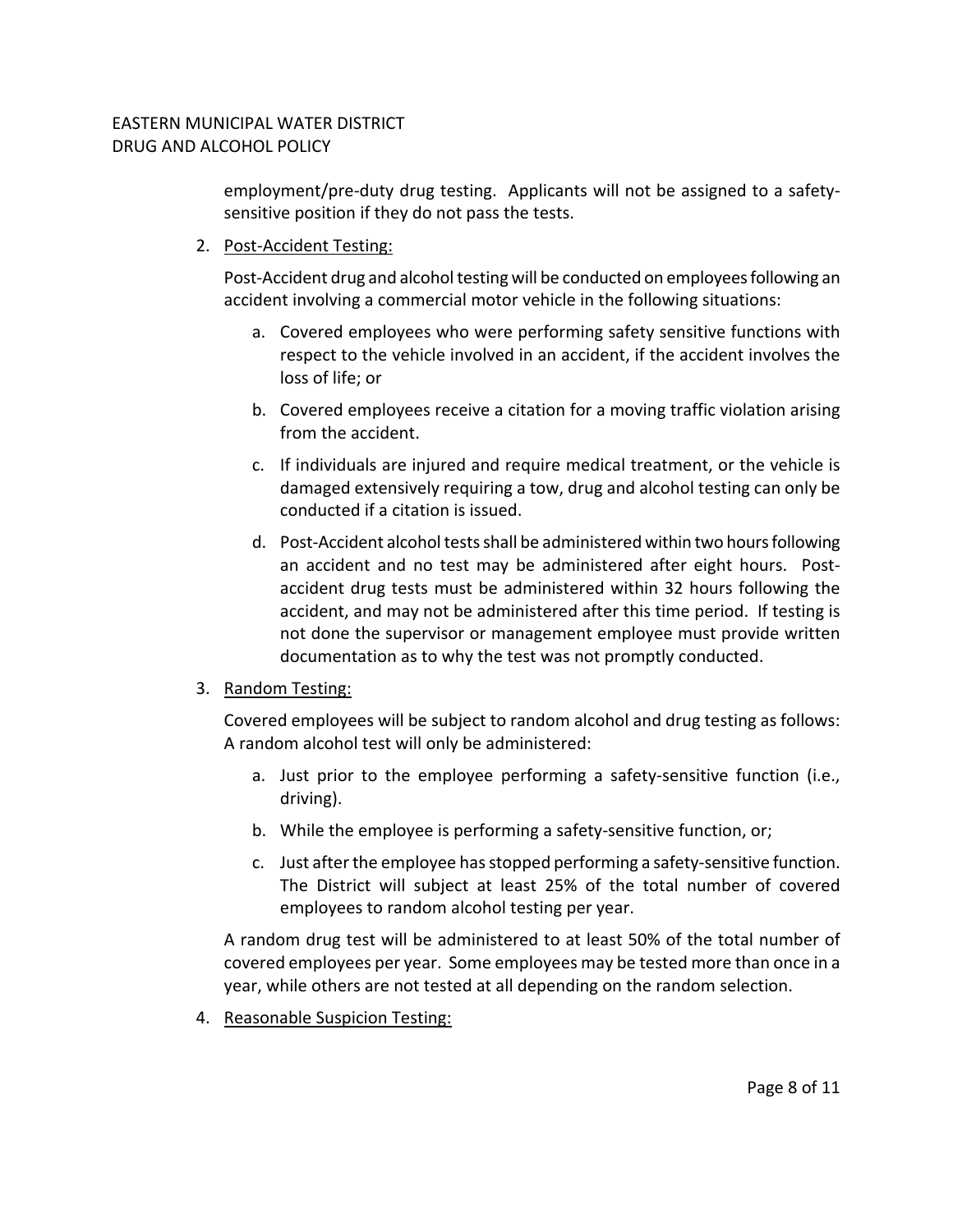employment/pre-duty drug testing. Applicants will not be assigned to a safety-sensitive position if they do not pass the tests.

2. <u>Post-Accident Testing:</u>

   Post-Accident drug and alcohol testing will be conducted on employees following an accident involving a commercial motor vehicle in the following situations:

   a. Covered employees who were performing safety sensitive functions with respect to the vehicle involved in an accident, if the accident involves the loss of life; or

   b. Covered employees receive a citation for a moving traffic violation arising from the accident.

   c. If individuals are injured and require medical treatment, or the vehicle is damaged extensively requiring a tow, drug and alcohol testing can only be conducted if a citation is issued.

   d. Post-Accident alcohol tests shall be administered within two hours following an accident and no test may be administered after eight hours. Post-accident drug tests must be administered within 32 hours following the accident, and may not be administered after this time period. If testing is not done the supervisor or management employee must provide written documentation as to why the test was not promptly conducted.

3. <u>Random Testing:</u>

   Covered employees will be subject to random alcohol and drug testing as follows: A random alcohol test will only be administered:

   a. Just prior to the employee performing a safety-sensitive function (i.e., driving).

   b. While the employee is performing a safety-sensitive function, or;

   c. Just after the employee has stopped performing a safety-sensitive function. The District will subject at least 25% of the total number of covered employees to random alcohol testing per year.

   A random drug test will be administered to at least 50% of the total number of covered employees per year. Some employees may be tested more than once in a year, while others are not tested at all depending on the random selection.

4. <u>Reasonable Suspicion Testing:</u>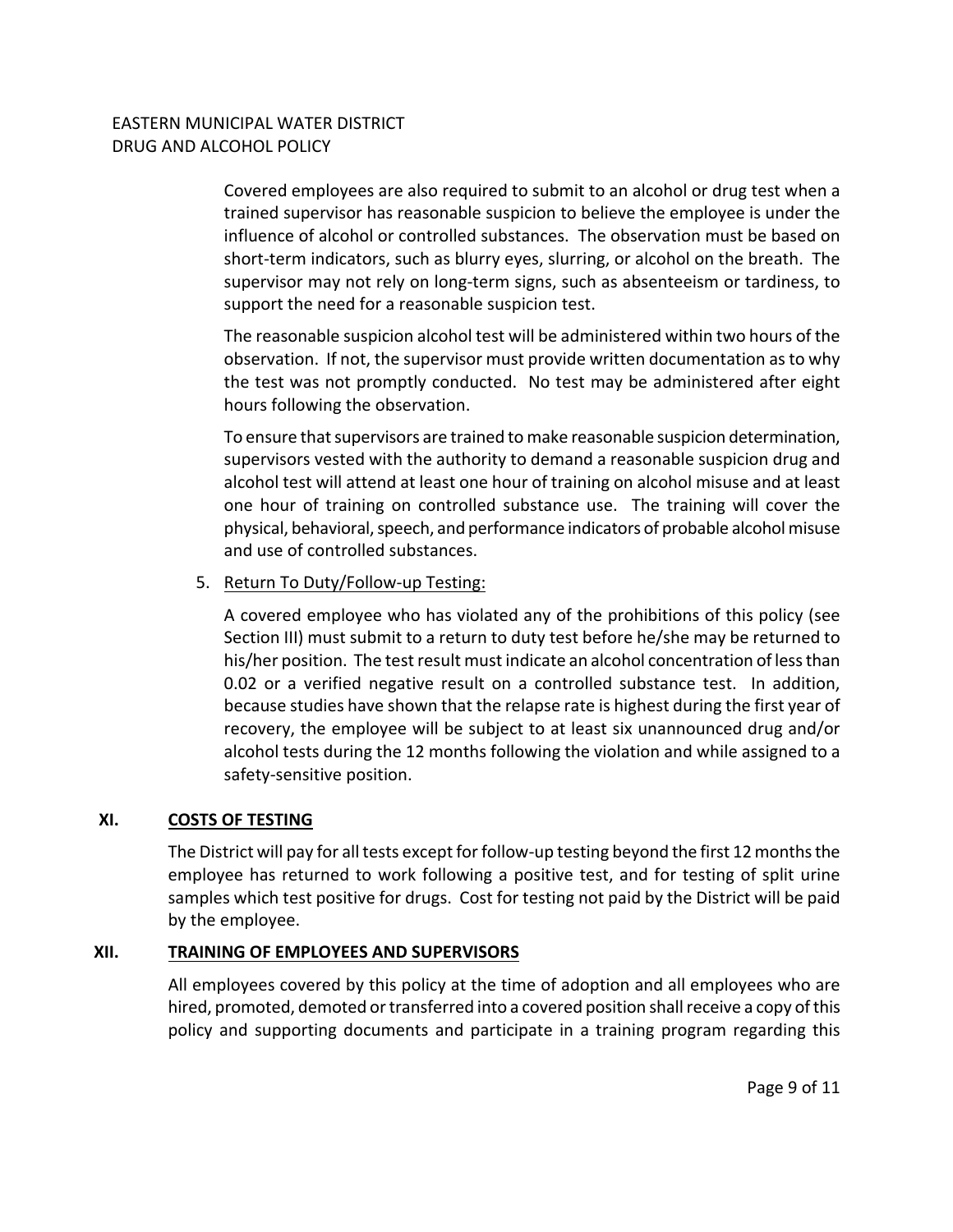Covered employees are also required to submit to an alcohol or drug test when a trained supervisor has reasonable suspicion to believe the employee is under the influence of alcohol or controlled substances. The observation must be based on short-term indicators, such as blurry eyes, slurring, or alcohol on the breath. The supervisor may not rely on long-term signs, such as absenteeism or tardiness, to support the need for a reasonable suspicion test.

The reasonable suspicion alcohol test will be administered within two hours of the observation. If not, the supervisor must provide written documentation as to why the test was not promptly conducted. No test may be administered after eight hours following the observation.

To ensure that supervisors are trained to make reasonable suspicion determination, supervisors vested with the authority to demand a reasonable suspicion drug and alcohol test will attend at least one hour of training on alcohol misuse and at least one hour of training on controlled substance use. The training will cover the physical, behavioral, speech, and performance indicators of probable alcohol misuse and use of controlled substances.

5. Return To Duty/Follow-up Testing:

   A covered employee who has violated any of the prohibitions of this policy (see Section III) must submit to a return to duty test before he/she may be returned to his/her position. The test result must indicate an alcohol concentration of less than 0.02 or a verified negative result on a controlled substance test. In addition, because studies have shown that the relapse rate is highest during the first year of recovery, the employee will be subject to at least six unannounced drug and/or alcohol tests during the 12 months following the violation and while assigned to a safety-sensitive position.

## XI. COSTS OF TESTING

The District will pay for all tests except for follow-up testing beyond the first 12 months the employee has returned to work following a positive test, and for testing of split urine samples which test positive for drugs. Cost for testing not paid by the District will be paid by the employee.

## XII. TRAINING OF EMPLOYEES AND SUPERVISORS

All employees covered by this policy at the time of adoption and all employees who are hired, promoted, demoted or transferred into a covered position shall receive a copy of this policy and supporting documents and participate in a training program regarding this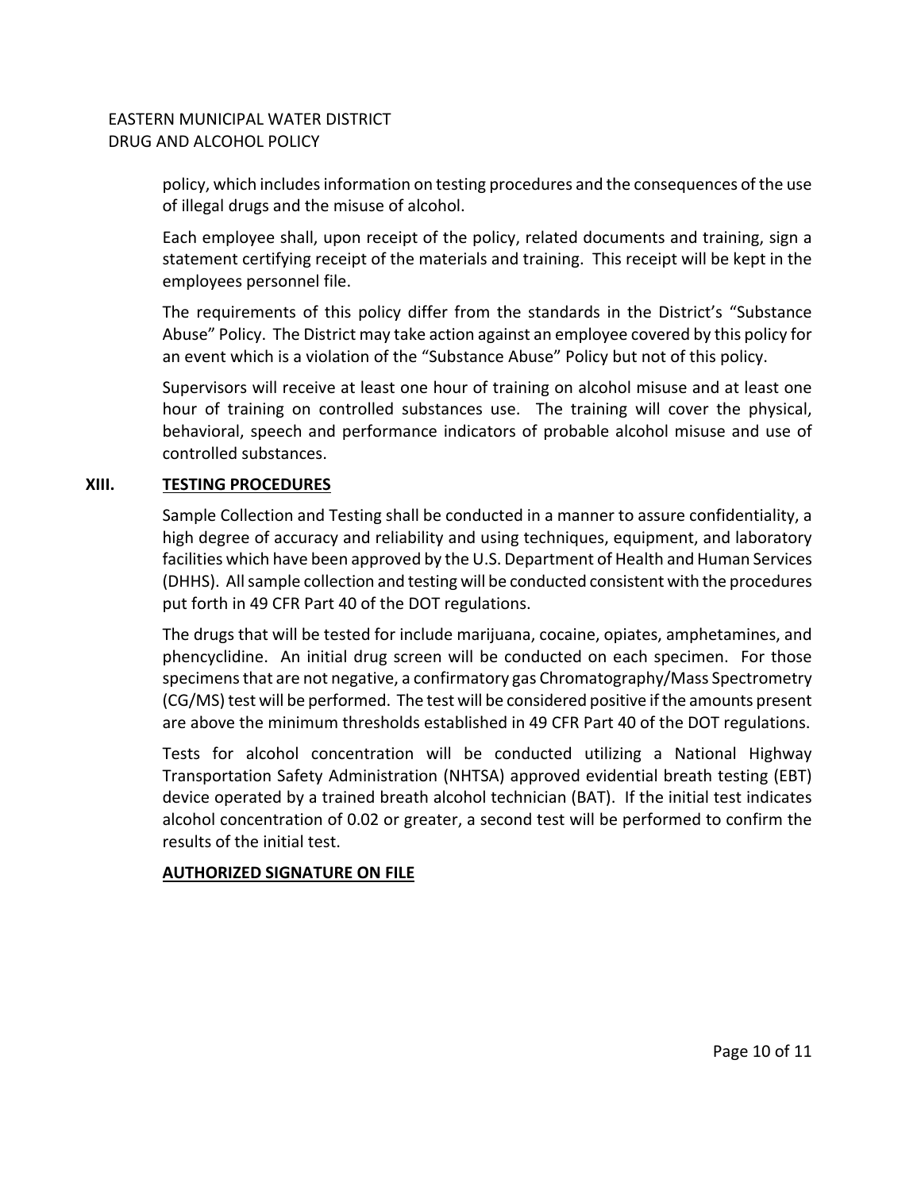policy, which includes information on testing procedures and the consequences of the use of illegal drugs and the misuse of alcohol.

Each employee shall, upon receipt of the policy, related documents and training, sign a statement certifying receipt of the materials and training. This receipt will be kept in the employees personnel file.

The requirements of this policy differ from the standards in the District's "Substance Abuse" Policy. The District may take action against an employee covered by this policy for an event which is a violation of the "Substance Abuse" Policy but not of this policy.

Supervisors will receive at least one hour of training on alcohol misuse and at least one hour of training on controlled substances use. The training will cover the physical, behavioral, speech and performance indicators of probable alcohol misuse and use of controlled substances.

## XIII. TESTING PROCEDURES

Sample Collection and Testing shall be conducted in a manner to assure confidentiality, a high degree of accuracy and reliability and using techniques, equipment, and laboratory facilities which have been approved by the U.S. Department of Health and Human Services (DHHS). All sample collection and testing will be conducted consistent with the procedures put forth in 49 CFR Part 40 of the DOT regulations.

The drugs that will be tested for include marijuana, cocaine, opiates, amphetamines, and phencyclidine. An initial drug screen will be conducted on each specimen. For those specimens that are not negative, a confirmatory gas Chromatography/Mass Spectrometry (CG/MS) test will be performed. The test will be considered positive if the amounts present are above the minimum thresholds established in 49 CFR Part 40 of the DOT regulations.

Tests for alcohol concentration will be conducted utilizing a National Highway Transportation Safety Administration (NHTSA) approved evidential breath testing (EBT) device operated by a trained breath alcohol technician (BAT). If the initial test indicates alcohol concentration of 0.02 or greater, a second test will be performed to confirm the results of the initial test.

**AUTHORIZED SIGNATURE ON FILE**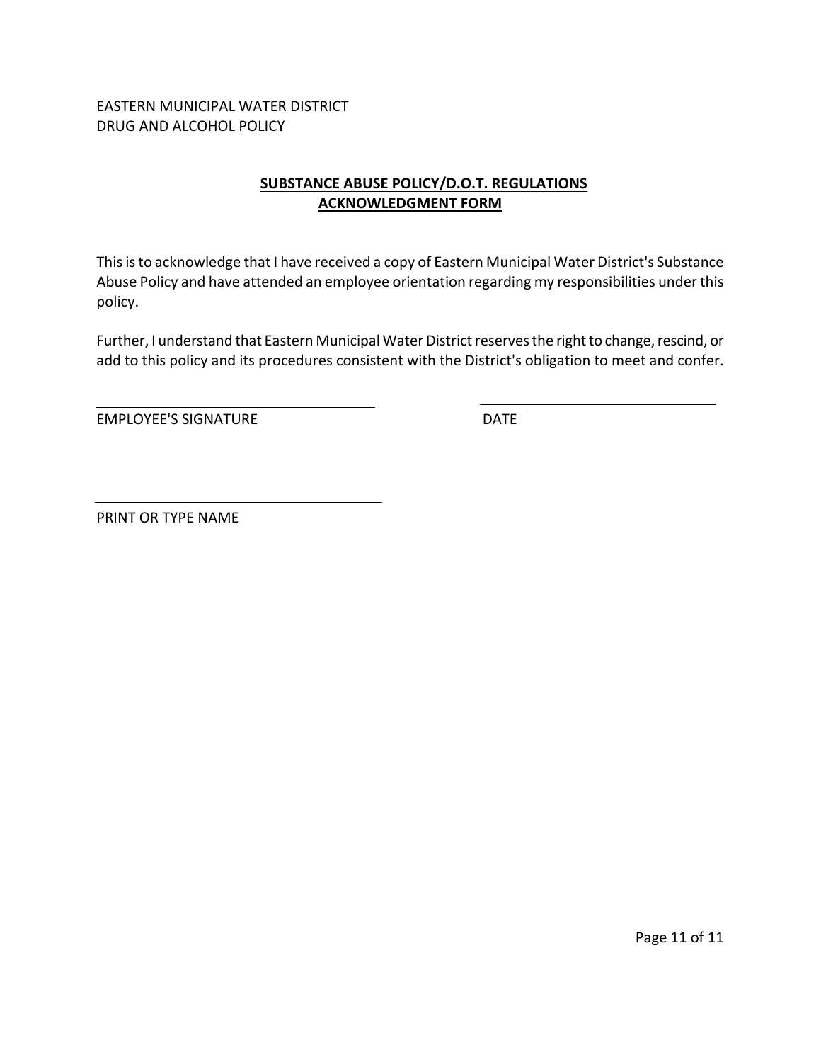EASTERN MUNICIPAL WATER DISTRICT
DRUG AND ALCOHOL POLICY

## SUBSTANCE ABUSE POLICY/D.O.T. REGULATIONS ACKNOWLEDGMENT FORM

This is to acknowledge that I have received a copy of Eastern Municipal Water District's Substance Abuse Policy and have attended an employee orientation regarding my responsibilities under this policy.

Further, I understand that Eastern Municipal Water District reserves the right to change, rescind, or add to this policy and its procedures consistent with the District's obligation to meet and confer.

\_\_\_\_\_\_\_\_\_\_\_\_\_\_\_\_\_\_\_\_\_\_\_\_\_\_\_\_\_\_\_\_\_\_\_\_ &nbsp;&nbsp;&nbsp;&nbsp;&nbsp;&nbsp;&nbsp;&nbsp; \_\_\_\_\_\_\_\_\_\_\_\_\_\_\_\_\_\_\_\_\_\_\_\_\_\_\_\_\_\_
EMPLOYEE'S SIGNATURE &nbsp;&nbsp;&nbsp;&nbsp;&nbsp;&nbsp;&nbsp;&nbsp;&nbsp;&nbsp;&nbsp;&nbsp;&nbsp;&nbsp;&nbsp;&nbsp;&nbsp;&nbsp;&nbsp;&nbsp;&nbsp;&nbsp;&nbsp;&nbsp;&nbsp;&nbsp;&nbsp;&nbsp;&nbsp; DATE

\_\_\_\_\_\_\_\_\_\_\_\_\_\_\_\_\_\_\_\_\_\_\_\_\_\_\_\_\_\_\_\_\_\_\_\_
PRINT OR TYPE NAME